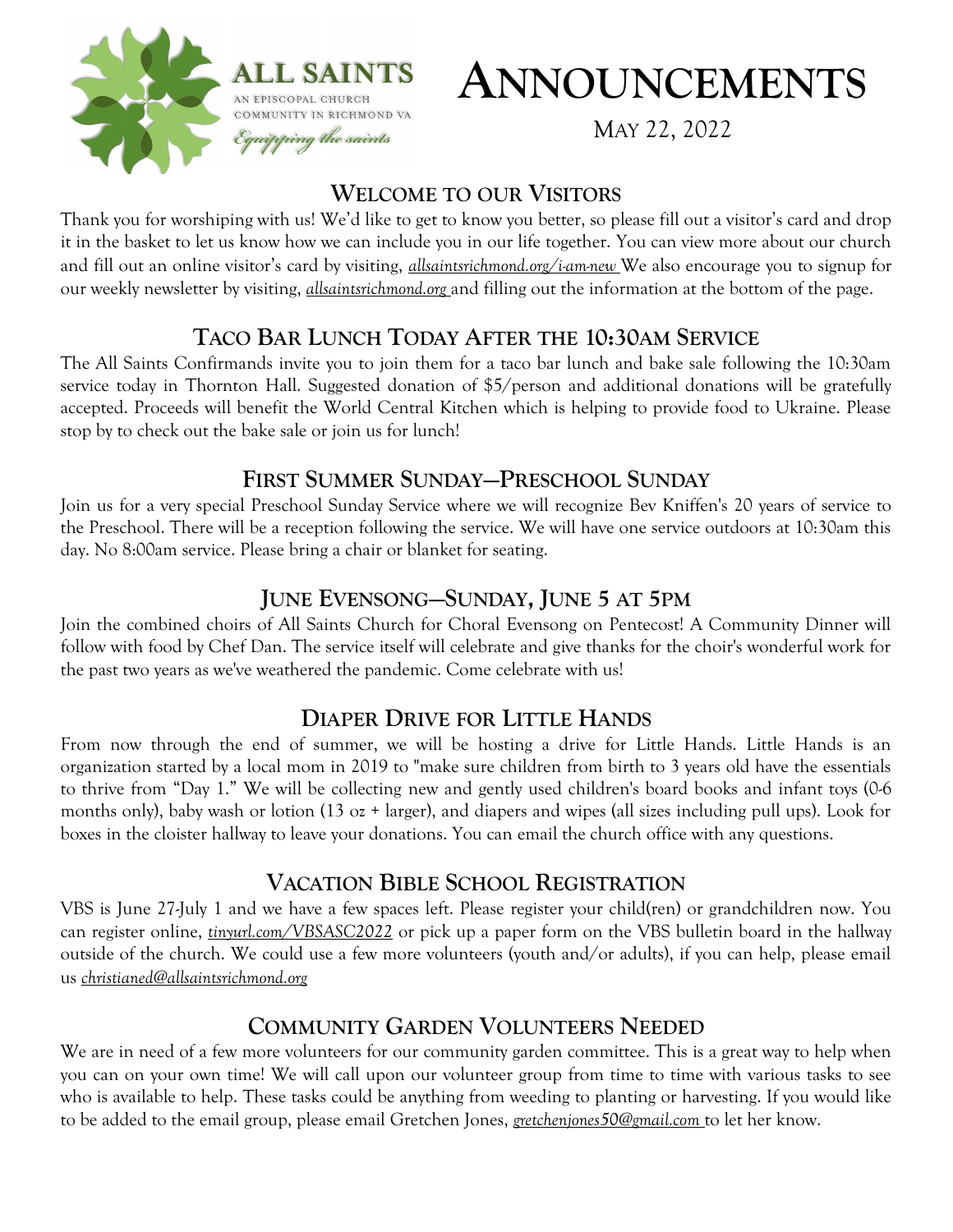ALL SAINTS
AN EPISCOPAL CHURCH
COMMUNITY IN RICHMOND VA
*Equipping the saints*

# ANNOUNCEMENTS

MAY 22, 2022

## WELCOME TO OUR VISITORS

Thank you for worshiping with us! We'd like to get to know you better, so please fill out a visitor's card and drop it in the basket to let us know how we can include you in our life together. You can view more about our church and fill out an online visitor's card by visiting, *allsaintsrichmond.org/i-am-new* We also encourage you to signup for our weekly newsletter by visiting, *allsaintsrichmond.org* and filling out the information at the bottom of the page.

## TACO BAR LUNCH TODAY AFTER THE 10:30AM SERVICE

The All Saints Confirmands invite you to join them for a taco bar lunch and bake sale following the 10:30am service today in Thornton Hall. Suggested donation of $5/person and additional donations will be gratefully accepted. Proceeds will benefit the World Central Kitchen which is helping to provide food to Ukraine. Please stop by to check out the bake sale or join us for lunch!

## FIRST SUMMER SUNDAY—PRESCHOOL SUNDAY

Join us for a very special Preschool Sunday Service where we will recognize Bev Kniffen's 20 years of service to the Preschool. There will be a reception following the service. We will have one service outdoors at 10:30am this day. No 8:00am service. Please bring a chair or blanket for seating.

## JUNE EVENSONG—SUNDAY, JUNE 5 AT 5PM

Join the combined choirs of All Saints Church for Choral Evensong on Pentecost! A Community Dinner will follow with food by Chef Dan. The service itself will celebrate and give thanks for the choir's wonderful work for the past two years as we've weathered the pandemic. Come celebrate with us!

## DIAPER DRIVE FOR LITTLE HANDS

From now through the end of summer, we will be hosting a drive for Little Hands. Little Hands is an organization started by a local mom in 2019 to "make sure children from birth to 3 years old have the essentials to thrive from "Day 1." We will be collecting new and gently used children's board books and infant toys (0-6 months only), baby wash or lotion (13 oz + larger), and diapers and wipes (all sizes including pull ups). Look for boxes in the cloister hallway to leave your donations. You can email the church office with any questions.

## VACATION BIBLE SCHOOL REGISTRATION

VBS is June 27-July 1 and we have a few spaces left. Please register your child(ren) or grandchildren now. You can register online, *tinyurl.com/VBSASC2022* or pick up a paper form on the VBS bulletin board in the hallway outside of the church. We could use a few more volunteers (youth and/or adults), if you can help, please email us *christianed@allsaintsrichmond.org*

## COMMUNITY GARDEN VOLUNTEERS NEEDED

We are in need of a few more volunteers for our community garden committee. This is a great way to help when you can on your own time! We will call upon our volunteer group from time to time with various tasks to see who is available to help. These tasks could be anything from weeding to planting or harvesting. If you would like to be added to the email group, please email Gretchen Jones, *gretchenjones50@gmail.com* to let her know.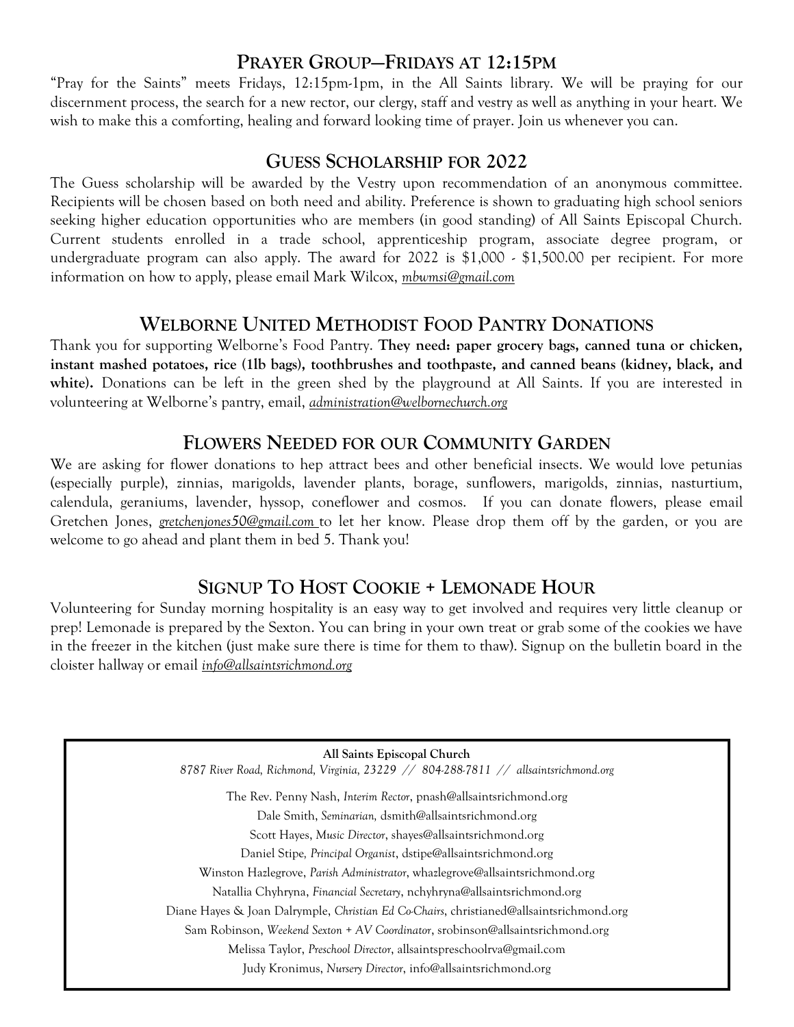## Prayer Group—Fridays at 12:15pm

"Pray for the Saints" meets Fridays, 12:15pm-1pm, in the All Saints library. We will be praying for our discernment process, the search for a new rector, our clergy, staff and vestry as well as anything in your heart. We wish to make this a comforting, healing and forward looking time of prayer. Join us whenever you can.

## Guess Scholarship for 2022

The Guess scholarship will be awarded by the Vestry upon recommendation of an anonymous committee. Recipients will be chosen based on both need and ability. Preference is shown to graduating high school seniors seeking higher education opportunities who are members (in good standing) of All Saints Episcopal Church. Current students enrolled in a trade school, apprenticeship program, associate degree program, or undergraduate program can also apply. The award for 2022 is $1,000 - $1,500.00 per recipient. For more information on how to apply, please email Mark Wilcox, *mbwmsi@gmail.com*

## Welborne United Methodist Food Pantry Donations

Thank you for supporting Welborne's Food Pantry. **They need: paper grocery bags, canned tuna or chicken, instant mashed potatoes, rice (1lb bags), toothbrushes and toothpaste, and canned beans (kidney, black, and white).** Donations can be left in the green shed by the playground at All Saints. If you are interested in volunteering at Welborne's pantry, email, *administration@welbornechurch.org*

## Flowers Needed for our Community Garden

We are asking for flower donations to hep attract bees and other beneficial insects. We would love petunias (especially purple), zinnias, marigolds, lavender plants, borage, sunflowers, marigolds, zinnias, nasturtium, calendula, geraniums, lavender, hyssop, coneflower and cosmos. If you can donate flowers, please email Gretchen Jones, *gretchenjones50@gmail.com* to let her know. Please drop them off by the garden, or you are welcome to go ahead and plant them in bed 5. Thank you!

## Signup To Host Cookie + Lemonade Hour

Volunteering for Sunday morning hospitality is an easy way to get involved and requires very little cleanup or prep! Lemonade is prepared by the Sexton. You can bring in your own treat or grab some of the cookies we have in the freezer in the kitchen (just make sure there is time for them to thaw). Signup on the bulletin board in the cloister hallway or email *info@allsaintsrichmond.org*

---

**All Saints Episcopal Church**

*8787 River Road, Richmond, Virginia, 23229 // 804-288-7811 // allsaintsrichmond.org*

The Rev. Penny Nash, *Interim Rector*, pnash@allsaintsrichmond.org

Dale Smith, *Seminarian,* dsmith@allsaintsrichmond.org

Scott Hayes, *Music Director*, shayes@allsaintsrichmond.org

Daniel Stipe, *Principal Organist*, dstipe@allsaintsrichmond.org

Winston Hazlegrove, *Parish Administrator*, whazlegrove@allsaintsrichmond.org

Natallia Chyhryna, *Financial Secretary*, nchyhryna@allsaintsrichmond.org

Diane Hayes & Joan Dalrymple, *Christian Ed Co-Chairs*, christianed@allsaintsrichmond.org

Sam Robinson, *Weekend Sexton + AV Coordinator*, srobinson@allsaintsrichmond.org

Melissa Taylor, *Preschool Director*, allsaintspreschoolrva@gmail.com

Judy Kronimus, *Nursery Director*, info@allsaintsrichmond.org